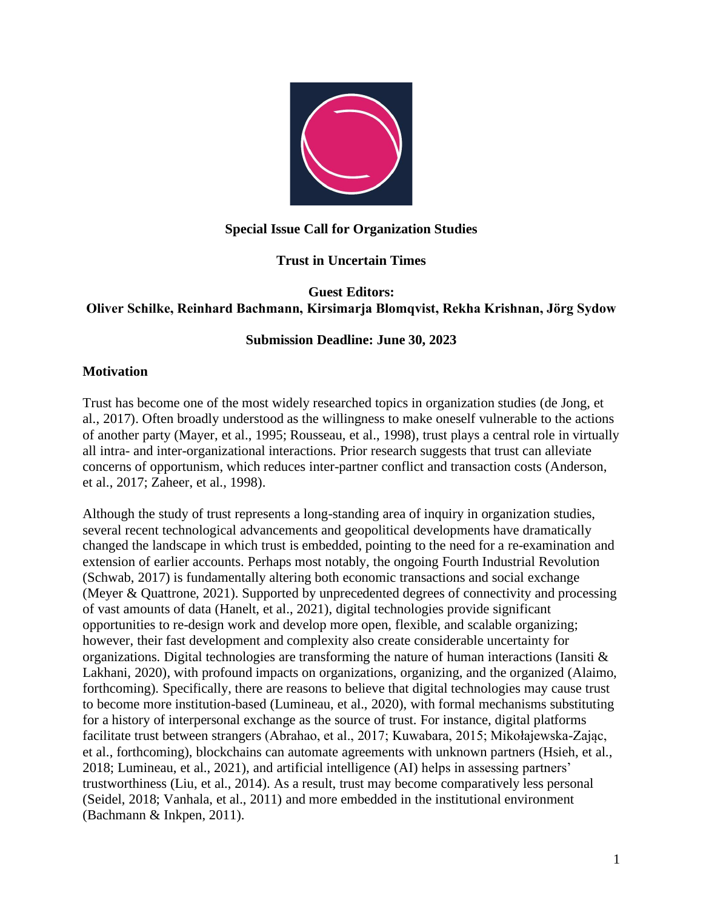**Special Issue Call for Organization Studies**

**Trust in Uncertain Times**

**Guest Editors:**
**Oliver Schilke, Reinhard Bachmann, Kirsimarja Blomqvist, Rekha Krishnan, Jörg Sydow**

**Submission Deadline: June 30, 2023**

## Motivation

Trust has become one of the most widely researched topics in organization studies (de Jong, et al., 2017). Often broadly understood as the willingness to make oneself vulnerable to the actions of another party (Mayer, et al., 1995; Rousseau, et al., 1998), trust plays a central role in virtually all intra- and inter-organizational interactions. Prior research suggests that trust can alleviate concerns of opportunism, which reduces inter-partner conflict and transaction costs (Anderson, et al., 2017; Zaheer, et al., 1998).

Although the study of trust represents a long-standing area of inquiry in organization studies, several recent technological advancements and geopolitical developments have dramatically changed the landscape in which trust is embedded, pointing to the need for a re-examination and extension of earlier accounts. Perhaps most notably, the ongoing Fourth Industrial Revolution (Schwab, 2017) is fundamentally altering both economic transactions and social exchange (Meyer & Quattrone, 2021). Supported by unprecedented degrees of connectivity and processing of vast amounts of data (Hanelt, et al., 2021), digital technologies provide significant opportunities to re-design work and develop more open, flexible, and scalable organizing; however, their fast development and complexity also create considerable uncertainty for organizations. Digital technologies are transforming the nature of human interactions (Iansiti & Lakhani, 2020), with profound impacts on organizations, organizing, and the organized (Alaimo, forthcoming). Specifically, there are reasons to believe that digital technologies may cause trust to become more institution-based (Lumineau, et al., 2020), with formal mechanisms substituting for a history of interpersonal exchange as the source of trust. For instance, digital platforms facilitate trust between strangers (Abrahao, et al., 2017; Kuwabara, 2015; Mikołajewska-Zając, et al., forthcoming), blockchains can automate agreements with unknown partners (Hsieh, et al., 2018; Lumineau, et al., 2021), and artificial intelligence (AI) helps in assessing partners' trustworthiness (Liu, et al., 2014). As a result, trust may become comparatively less personal (Seidel, 2018; Vanhala, et al., 2011) and more embedded in the institutional environment (Bachmann & Inkpen, 2011).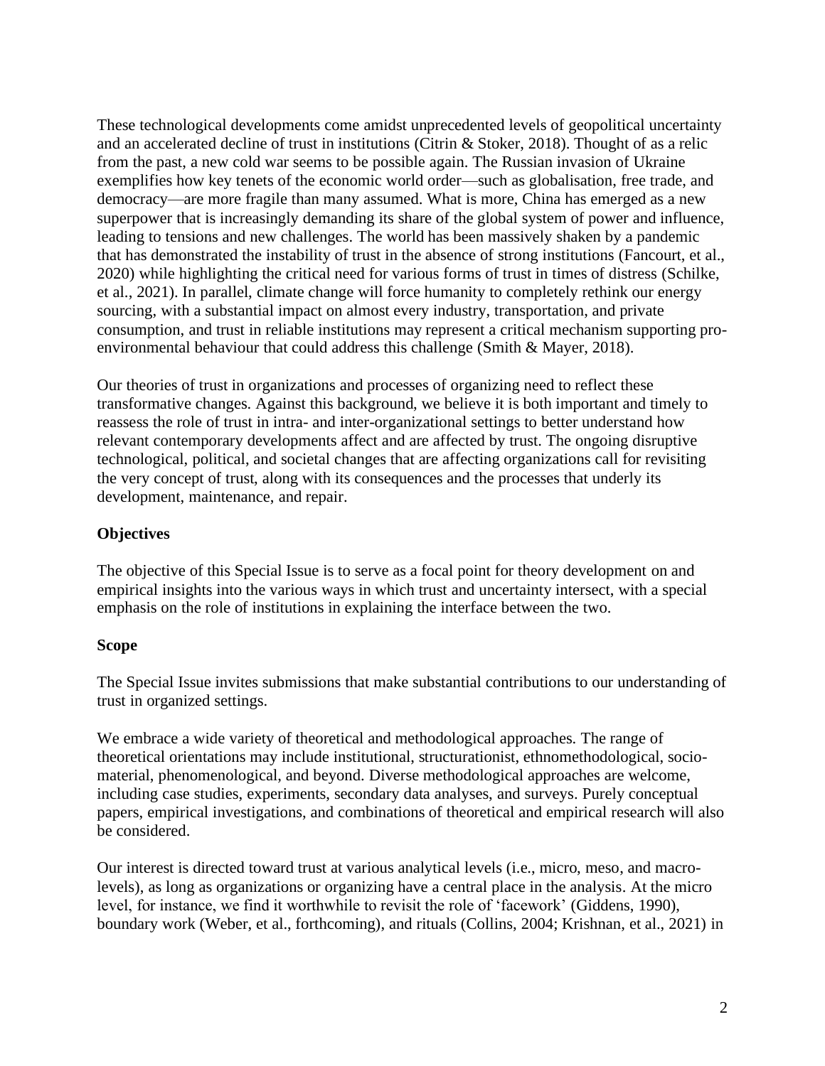These technological developments come amidst unprecedented levels of geopolitical uncertainty and an accelerated decline of trust in institutions (Citrin & Stoker, 2018). Thought of as a relic from the past, a new cold war seems to be possible again. The Russian invasion of Ukraine exemplifies how key tenets of the economic world order—such as globalisation, free trade, and democracy—are more fragile than many assumed. What is more, China has emerged as a new superpower that is increasingly demanding its share of the global system of power and influence, leading to tensions and new challenges. The world has been massively shaken by a pandemic that has demonstrated the instability of trust in the absence of strong institutions (Fancourt, et al., 2020) while highlighting the critical need for various forms of trust in times of distress (Schilke, et al., 2021). In parallel, climate change will force humanity to completely rethink our energy sourcing, with a substantial impact on almost every industry, transportation, and private consumption, and trust in reliable institutions may represent a critical mechanism supporting pro-environmental behaviour that could address this challenge (Smith & Mayer, 2018).

Our theories of trust in organizations and processes of organizing need to reflect these transformative changes. Against this background, we believe it is both important and timely to reassess the role of trust in intra- and inter-organizational settings to better understand how relevant contemporary developments affect and are affected by trust. The ongoing disruptive technological, political, and societal changes that are affecting organizations call for revisiting the very concept of trust, along with its consequences and the processes that underly its development, maintenance, and repair.

## Objectives

The objective of this Special Issue is to serve as a focal point for theory development on and empirical insights into the various ways in which trust and uncertainty intersect, with a special emphasis on the role of institutions in explaining the interface between the two.

## Scope

The Special Issue invites submissions that make substantial contributions to our understanding of trust in organized settings.

We embrace a wide variety of theoretical and methodological approaches. The range of theoretical orientations may include institutional, structurationist, ethnomethodological, socio-material, phenomenological, and beyond. Diverse methodological approaches are welcome, including case studies, experiments, secondary data analyses, and surveys. Purely conceptual papers, empirical investigations, and combinations of theoretical and empirical research will also be considered.

Our interest is directed toward trust at various analytical levels (i.e., micro, meso, and macro-levels), as long as organizations or organizing have a central place in the analysis. At the micro level, for instance, we find it worthwhile to revisit the role of 'facework' (Giddens, 1990), boundary work (Weber, et al., forthcoming), and rituals (Collins, 2004; Krishnan, et al., 2021) in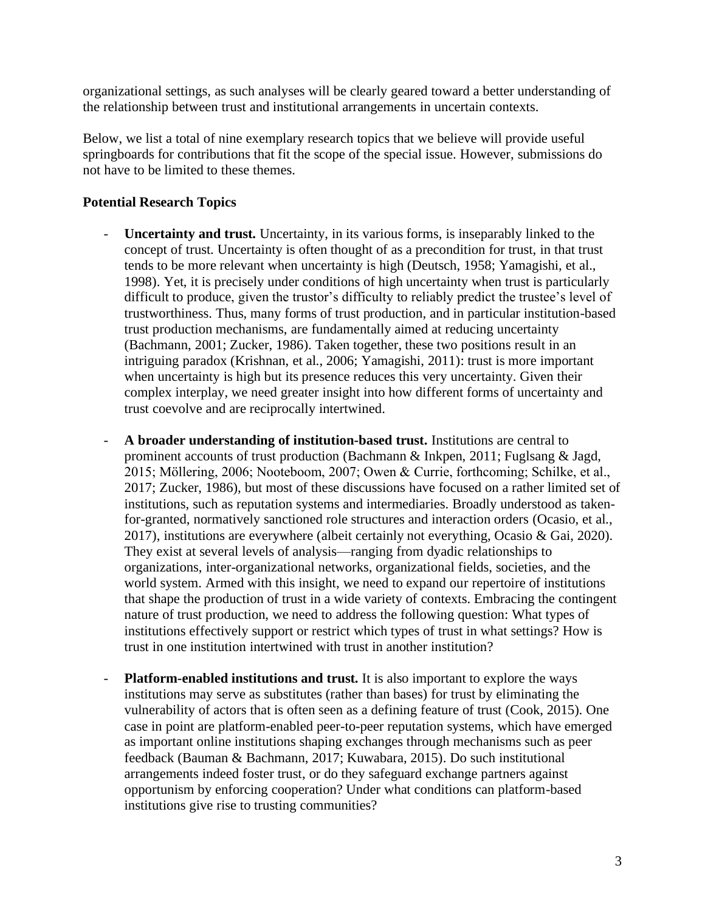organizational settings, as such analyses will be clearly geared toward a better understanding of the relationship between trust and institutional arrangements in uncertain contexts.

Below, we list a total of nine exemplary research topics that we believe will provide useful springboards for contributions that fit the scope of the special issue. However, submissions do not have to be limited to these themes.

**Potential Research Topics**

- **Uncertainty and trust.** Uncertainty, in its various forms, is inseparably linked to the concept of trust. Uncertainty is often thought of as a precondition for trust, in that trust tends to be more relevant when uncertainty is high (Deutsch, 1958; Yamagishi, et al., 1998). Yet, it is precisely under conditions of high uncertainty when trust is particularly difficult to produce, given the trustor's difficulty to reliably predict the trustee's level of trustworthiness. Thus, many forms of trust production, and in particular institution-based trust production mechanisms, are fundamentally aimed at reducing uncertainty (Bachmann, 2001; Zucker, 1986). Taken together, these two positions result in an intriguing paradox (Krishnan, et al., 2006; Yamagishi, 2011): trust is more important when uncertainty is high but its presence reduces this very uncertainty. Given their complex interplay, we need greater insight into how different forms of uncertainty and trust coevolve and are reciprocally intertwined.

- **A broader understanding of institution-based trust.** Institutions are central to prominent accounts of trust production (Bachmann & Inkpen, 2011; Fuglsang & Jagd, 2015; Möllering, 2006; Nooteboom, 2007; Owen & Currie, forthcoming; Schilke, et al., 2017; Zucker, 1986), but most of these discussions have focused on a rather limited set of institutions, such as reputation systems and intermediaries. Broadly understood as taken-for-granted, normatively sanctioned role structures and interaction orders (Ocasio, et al., 2017), institutions are everywhere (albeit certainly not everything, Ocasio & Gai, 2020). They exist at several levels of analysis—ranging from dyadic relationships to organizations, inter-organizational networks, organizational fields, societies, and the world system. Armed with this insight, we need to expand our repertoire of institutions that shape the production of trust in a wide variety of contexts. Embracing the contingent nature of trust production, we need to address the following question: What types of institutions effectively support or restrict which types of trust in what settings? How is trust in one institution intertwined with trust in another institution?

- **Platform-enabled institutions and trust.** It is also important to explore the ways institutions may serve as substitutes (rather than bases) for trust by eliminating the vulnerability of actors that is often seen as a defining feature of trust (Cook, 2015). One case in point are platform-enabled peer-to-peer reputation systems, which have emerged as important online institutions shaping exchanges through mechanisms such as peer feedback (Bauman & Bachmann, 2017; Kuwabara, 2015). Do such institutional arrangements indeed foster trust, or do they safeguard exchange partners against opportunism by enforcing cooperation? Under what conditions can platform-based institutions give rise to trusting communities?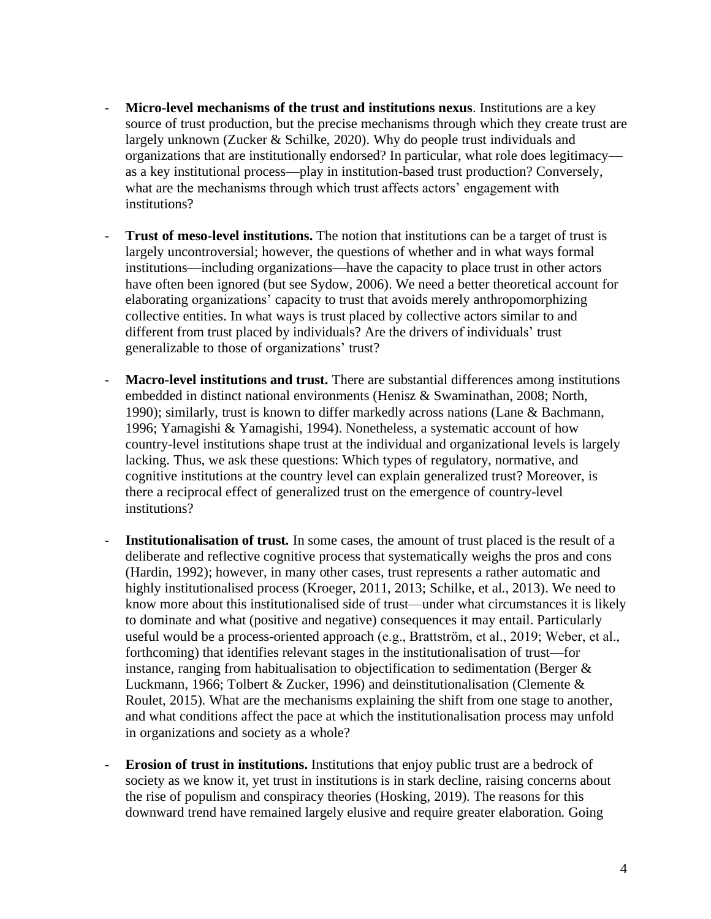- **Micro-level mechanisms of the trust and institutions nexus**. Institutions are a key source of trust production, but the precise mechanisms through which they create trust are largely unknown (Zucker & Schilke, 2020). Why do people trust individuals and organizations that are institutionally endorsed? In particular, what role does legitimacy—as a key institutional process—play in institution-based trust production? Conversely, what are the mechanisms through which trust affects actors' engagement with institutions?

- **Trust of meso-level institutions.** The notion that institutions can be a target of trust is largely uncontroversial; however, the questions of whether and in what ways formal institutions—including organizations—have the capacity to place trust in other actors have often been ignored (but see Sydow, 2006). We need a better theoretical account for elaborating organizations' capacity to trust that avoids merely anthropomorphizing collective entities. In what ways is trust placed by collective actors similar to and different from trust placed by individuals? Are the drivers of individuals' trust generalizable to those of organizations' trust?

- **Macro-level institutions and trust.** There are substantial differences among institutions embedded in distinct national environments (Henisz & Swaminathan, 2008; North, 1990); similarly, trust is known to differ markedly across nations (Lane & Bachmann, 1996; Yamagishi & Yamagishi, 1994). Nonetheless, a systematic account of how country-level institutions shape trust at the individual and organizational levels is largely lacking. Thus, we ask these questions: Which types of regulatory, normative, and cognitive institutions at the country level can explain generalized trust? Moreover, is there a reciprocal effect of generalized trust on the emergence of country-level institutions?

- **Institutionalisation of trust.** In some cases, the amount of trust placed is the result of a deliberate and reflective cognitive process that systematically weighs the pros and cons (Hardin, 1992); however, in many other cases, trust represents a rather automatic and highly institutionalised process (Kroeger, 2011, 2013; Schilke, et al., 2013). We need to know more about this institutionalised side of trust—under what circumstances it is likely to dominate and what (positive and negative) consequences it may entail. Particularly useful would be a process-oriented approach (e.g., Brattström, et al., 2019; Weber, et al., forthcoming) that identifies relevant stages in the institutionalisation of trust—for instance, ranging from habitualisation to objectification to sedimentation (Berger & Luckmann, 1966; Tolbert & Zucker, 1996) and deinstitutionalisation (Clemente & Roulet, 2015). What are the mechanisms explaining the shift from one stage to another, and what conditions affect the pace at which the institutionalisation process may unfold in organizations and society as a whole?

- **Erosion of trust in institutions.** Institutions that enjoy public trust are a bedrock of society as we know it, yet trust in institutions is in stark decline, raising concerns about the rise of populism and conspiracy theories (Hosking, 2019). The reasons for this downward trend have remained largely elusive and require greater elaboration. Going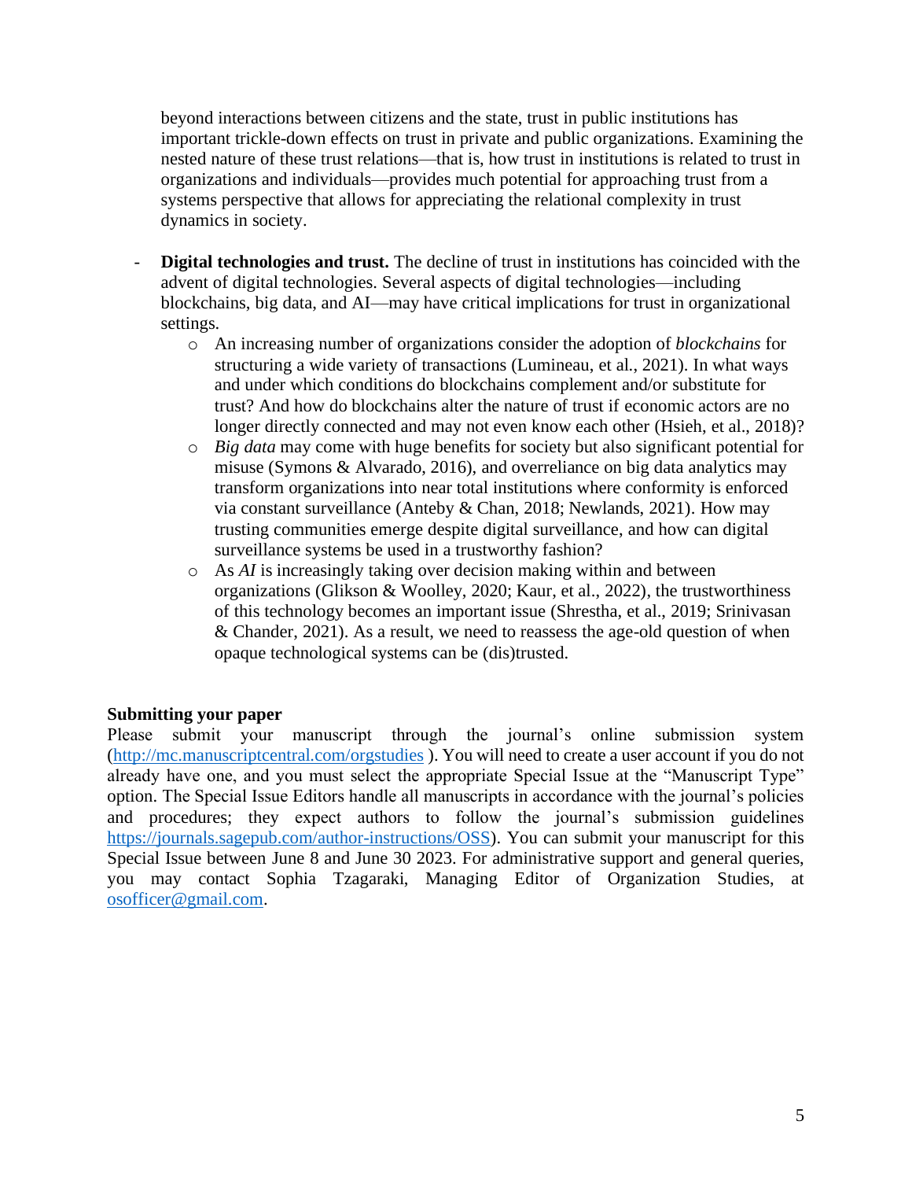beyond interactions between citizens and the state, trust in public institutions has important trickle-down effects on trust in private and public organizations. Examining the nested nature of these trust relations—that is, how trust in institutions is related to trust in organizations and individuals—provides much potential for approaching trust from a systems perspective that allows for appreciating the relational complexity in trust dynamics in society.

- **Digital technologies and trust.** The decline of trust in institutions has coincided with the advent of digital technologies. Several aspects of digital technologies—including blockchains, big data, and AI—may have critical implications for trust in organizational settings.
  - An increasing number of organizations consider the adoption of *blockchains* for structuring a wide variety of transactions (Lumineau, et al., 2021). In what ways and under which conditions do blockchains complement and/or substitute for trust? And how do blockchains alter the nature of trust if economic actors are no longer directly connected and may not even know each other (Hsieh, et al., 2018)?
  - *Big data* may come with huge benefits for society but also significant potential for misuse (Symons & Alvarado, 2016), and overreliance on big data analytics may transform organizations into near total institutions where conformity is enforced via constant surveillance (Anteby & Chan, 2018; Newlands, 2021). How may trusting communities emerge despite digital surveillance, and how can digital surveillance systems be used in a trustworthy fashion?
  - As *AI* is increasingly taking over decision making within and between organizations (Glikson & Woolley, 2020; Kaur, et al., 2022), the trustworthiness of this technology becomes an important issue (Shrestha, et al., 2019; Srinivasan & Chander, 2021). As a result, we need to reassess the age-old question of when opaque technological systems can be (dis)trusted.

**Submitting your paper**

Please submit your manuscript through the journal's online submission system (http://mc.manuscriptcentral.com/orgstudies ). You will need to create a user account if you do not already have one, and you must select the appropriate Special Issue at the "Manuscript Type" option. The Special Issue Editors handle all manuscripts in accordance with the journal's policies and procedures; they expect authors to follow the journal's submission guidelines https://journals.sagepub.com/author-instructions/OSS). You can submit your manuscript for this Special Issue between June 8 and June 30 2023. For administrative support and general queries, you may contact Sophia Tzagaraki, Managing Editor of Organization Studies, at osofficer@gmail.com.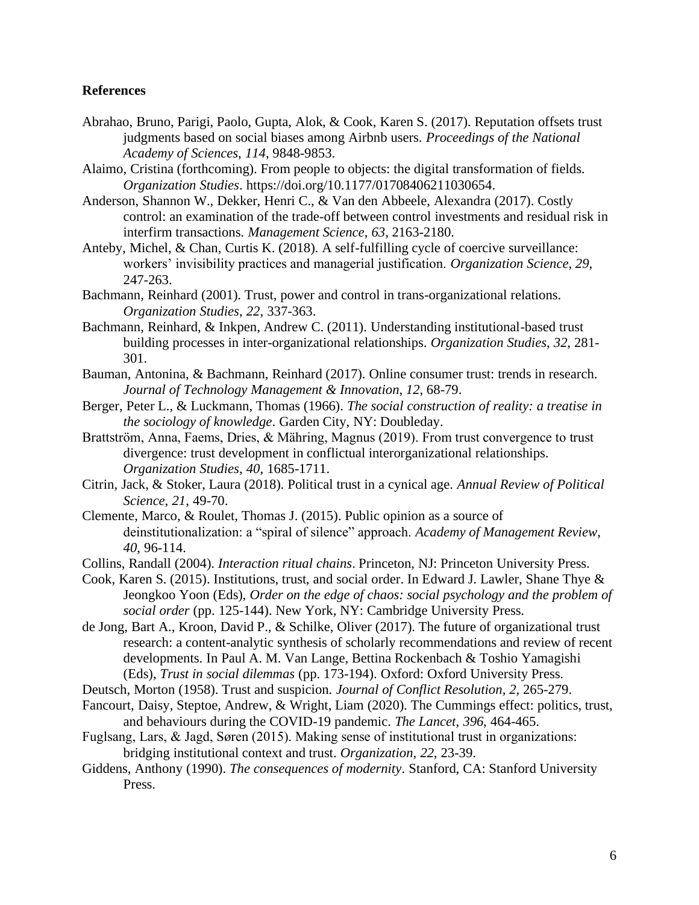**References**

Abrahao, Bruno, Parigi, Paolo, Gupta, Alok, & Cook, Karen S. (2017). Reputation offsets trust judgments based on social biases among Airbnb users. *Proceedings of the National Academy of Sciences*, *114*, 9848-9853.

Alaimo, Cristina (forthcoming). From people to objects: the digital transformation of fields. *Organization Studies*. https://doi.org/10.1177/01708406211030654.

Anderson, Shannon W., Dekker, Henri C., & Van den Abbeele, Alexandra (2017). Costly control: an examination of the trade-off between control investments and residual risk in interfirm transactions. *Management Science*, *63*, 2163-2180.

Anteby, Michel, & Chan, Curtis K. (2018). A self-fulfilling cycle of coercive surveillance: workers' invisibility practices and managerial justification. *Organization Science*, *29*, 247-263.

Bachmann, Reinhard (2001). Trust, power and control in trans-organizational relations. *Organization Studies*, *22*, 337-363.

Bachmann, Reinhard, & Inkpen, Andrew C. (2011). Understanding institutional-based trust building processes in inter-organizational relationships. *Organization Studies*, *32*, 281-301.

Bauman, Antonina, & Bachmann, Reinhard (2017). Online consumer trust: trends in research. *Journal of Technology Management & Innovation*, *12*, 68-79.

Berger, Peter L., & Luckmann, Thomas (1966). *The social construction of reality: a treatise in the sociology of knowledge*. Garden City, NY: Doubleday.

Brattström, Anna, Faems, Dries, & Mähring, Magnus (2019). From trust convergence to trust divergence: trust development in conflictual interorganizational relationships. *Organization Studies*, *40*, 1685-1711.

Citrin, Jack, & Stoker, Laura (2018). Political trust in a cynical age. *Annual Review of Political Science*, *21*, 49-70.

Clemente, Marco, & Roulet, Thomas J. (2015). Public opinion as a source of deinstitutionalization: a "spiral of silence" approach. *Academy of Management Review*, *40*, 96-114.

Collins, Randall (2004). *Interaction ritual chains*. Princeton, NJ: Princeton University Press.

Cook, Karen S. (2015). Institutions, trust, and social order. In Edward J. Lawler, Shane Thye & Jeongkoo Yoon (Eds), *Order on the edge of chaos: social psychology and the problem of social order* (pp. 125-144). New York, NY: Cambridge University Press.

de Jong, Bart A., Kroon, David P., & Schilke, Oliver (2017). The future of organizational trust research: a content-analytic synthesis of scholarly recommendations and review of recent developments. In Paul A. M. Van Lange, Bettina Rockenbach & Toshio Yamagishi (Eds), *Trust in social dilemmas* (pp. 173-194). Oxford: Oxford University Press.

Deutsch, Morton (1958). Trust and suspicion. *Journal of Conflict Resolution*, *2*, 265-279.

Fancourt, Daisy, Steptoe, Andrew, & Wright, Liam (2020). The Cummings effect: politics, trust, and behaviours during the COVID-19 pandemic. *The Lancet*, *396*, 464-465.

Fuglsang, Lars, & Jagd, Søren (2015). Making sense of institutional trust in organizations: bridging institutional context and trust. *Organization*, *22*, 23-39.

Giddens, Anthony (1990). *The consequences of modernity*. Stanford, CA: Stanford University Press.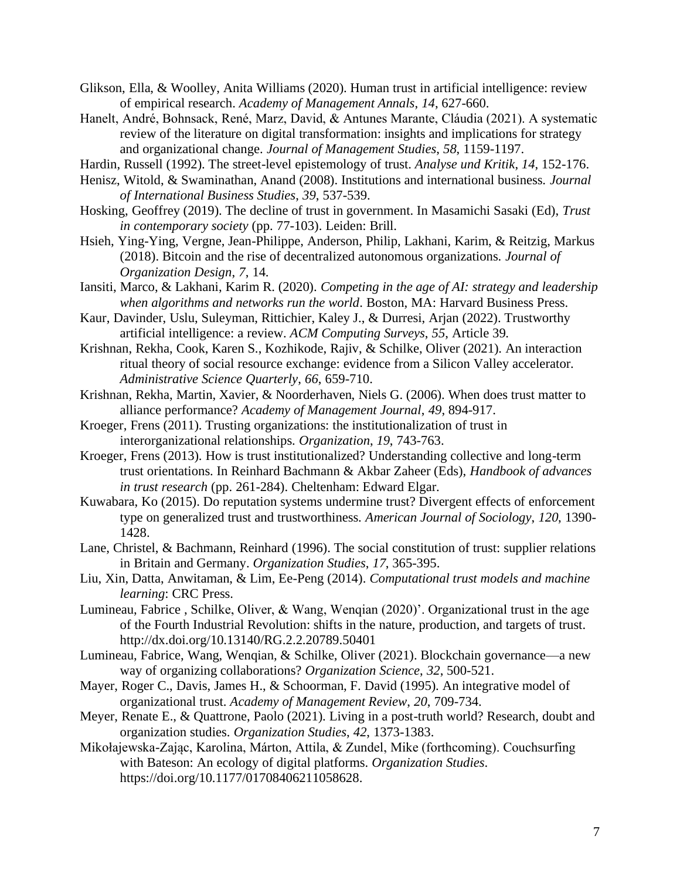Glikson, Ella, & Woolley, Anita Williams (2020). Human trust in artificial intelligence: review of empirical research. *Academy of Management Annals*, *14*, 627-660.

Hanelt, André, Bohnsack, René, Marz, David, & Antunes Marante, Cláudia (2021). A systematic review of the literature on digital transformation: insights and implications for strategy and organizational change. *Journal of Management Studies*, *58*, 1159-1197.

Hardin, Russell (1992). The street-level epistemology of trust. *Analyse und Kritik*, *14*, 152-176.

Henisz, Witold, & Swaminathan, Anand (2008). Institutions and international business. *Journal of International Business Studies*, *39*, 537-539.

Hosking, Geoffrey (2019). The decline of trust in government. In Masamichi Sasaki (Ed), *Trust in contemporary society* (pp. 77-103). Leiden: Brill.

Hsieh, Ying-Ying, Vergne, Jean-Philippe, Anderson, Philip, Lakhani, Karim, & Reitzig, Markus (2018). Bitcoin and the rise of decentralized autonomous organizations. *Journal of Organization Design*, *7*, 14.

Iansiti, Marco, & Lakhani, Karim R. (2020). *Competing in the age of AI: strategy and leadership when algorithms and networks run the world*. Boston, MA: Harvard Business Press.

Kaur, Davinder, Uslu, Suleyman, Rittichier, Kaley J., & Durresi, Arjan (2022). Trustworthy artificial intelligence: a review. *ACM Computing Surveys*, *55*, Article 39.

Krishnan, Rekha, Cook, Karen S., Kozhikode, Rajiv, & Schilke, Oliver (2021). An interaction ritual theory of social resource exchange: evidence from a Silicon Valley accelerator. *Administrative Science Quarterly*, *66*, 659-710.

Krishnan, Rekha, Martin, Xavier, & Noorderhaven, Niels G. (2006). When does trust matter to alliance performance? *Academy of Management Journal*, *49*, 894-917.

Kroeger, Frens (2011). Trusting organizations: the institutionalization of trust in interorganizational relationships. *Organization*, *19*, 743-763.

Kroeger, Frens (2013). How is trust institutionalized? Understanding collective and long-term trust orientations. In Reinhard Bachmann & Akbar Zaheer (Eds), *Handbook of advances in trust research* (pp. 261-284). Cheltenham: Edward Elgar.

Kuwabara, Ko (2015). Do reputation systems undermine trust? Divergent effects of enforcement type on generalized trust and trustworthiness. *American Journal of Sociology*, *120*, 1390-1428.

Lane, Christel, & Bachmann, Reinhard (1996). The social constitution of trust: supplier relations in Britain and Germany. *Organization Studies*, *17*, 365-395.

Liu, Xin, Datta, Anwitaman, & Lim, Ee-Peng (2014). *Computational trust models and machine learning*: CRC Press.

Lumineau, Fabrice , Schilke, Oliver, & Wang, Wenqian (2020)'. Organizational trust in the age of the Fourth Industrial Revolution: shifts in the nature, production, and targets of trust. http://dx.doi.org/10.13140/RG.2.2.20789.50401

Lumineau, Fabrice, Wang, Wenqian, & Schilke, Oliver (2021). Blockchain governance—a new way of organizing collaborations? *Organization Science*, *32*, 500-521.

Mayer, Roger C., Davis, James H., & Schoorman, F. David (1995). An integrative model of organizational trust. *Academy of Management Review*, *20*, 709-734.

Meyer, Renate E., & Quattrone, Paolo (2021). Living in a post-truth world? Research, doubt and organization studies. *Organization Studies*, *42*, 1373-1383.

Mikołajewska-Zając, Karolina, Márton, Attila, & Zundel, Mike (forthcoming). Couchsurfing with Bateson: An ecology of digital platforms. *Organization Studies*. https://doi.org/10.1177/01708406211058628.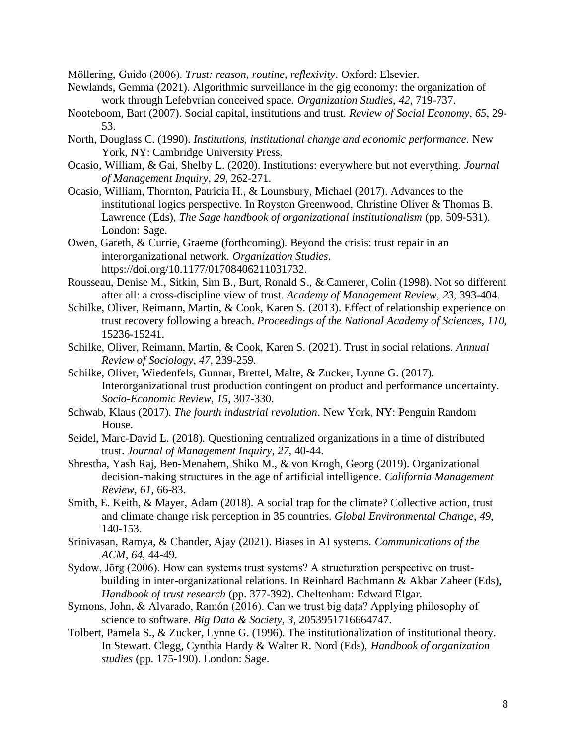Möllering, Guido (2006). *Trust: reason, routine, reflexivity*. Oxford: Elsevier.

Newlands, Gemma (2021). Algorithmic surveillance in the gig economy: the organization of work through Lefebvrian conceived space. *Organization Studies*, *42*, 719-737.

Nooteboom, Bart (2007). Social capital, institutions and trust. *Review of Social Economy*, *65*, 29-53.

North, Douglass C. (1990). *Institutions, institutional change and economic performance*. New York, NY: Cambridge University Press.

Ocasio, William, & Gai, Shelby L. (2020). Institutions: everywhere but not everything. *Journal of Management Inquiry*, *29*, 262-271.

Ocasio, William, Thornton, Patricia H., & Lounsbury, Michael (2017). Advances to the institutional logics perspective. In Royston Greenwood, Christine Oliver & Thomas B. Lawrence (Eds), *The Sage handbook of organizational institutionalism* (pp. 509-531). London: Sage.

Owen, Gareth, & Currie, Graeme (forthcoming). Beyond the crisis: trust repair in an interorganizational network. *Organization Studies*. https://doi.org/10.1177/01708406211031732.

Rousseau, Denise M., Sitkin, Sim B., Burt, Ronald S., & Camerer, Colin (1998). Not so different after all: a cross-discipline view of trust. *Academy of Management Review*, *23*, 393-404.

Schilke, Oliver, Reimann, Martin, & Cook, Karen S. (2013). Effect of relationship experience on trust recovery following a breach. *Proceedings of the National Academy of Sciences*, *110*, 15236-15241.

Schilke, Oliver, Reimann, Martin, & Cook, Karen S. (2021). Trust in social relations. *Annual Review of Sociology*, *47*, 239-259.

Schilke, Oliver, Wiedenfels, Gunnar, Brettel, Malte, & Zucker, Lynne G. (2017). Interorganizational trust production contingent on product and performance uncertainty. *Socio-Economic Review*, *15*, 307-330.

Schwab, Klaus (2017). *The fourth industrial revolution*. New York, NY: Penguin Random House.

Seidel, Marc-David L. (2018). Questioning centralized organizations in a time of distributed trust. *Journal of Management Inquiry*, *27*, 40-44.

Shrestha, Yash Raj, Ben-Menahem, Shiko M., & von Krogh, Georg (2019). Organizational decision-making structures in the age of artificial intelligence. *California Management Review*, *61*, 66-83.

Smith, E. Keith, & Mayer, Adam (2018). A social trap for the climate? Collective action, trust and climate change risk perception in 35 countries. *Global Environmental Change*, *49*, 140-153.

Srinivasan, Ramya, & Chander, Ajay (2021). Biases in AI systems. *Communications of the ACM*, *64*, 44-49.

Sydow, Jörg (2006). How can systems trust systems? A structuration perspective on trust-building in inter-organizational relations. In Reinhard Bachmann & Akbar Zaheer (Eds), *Handbook of trust research* (pp. 377-392). Cheltenham: Edward Elgar.

Symons, John, & Alvarado, Ramón (2016). Can we trust big data? Applying philosophy of science to software. *Big Data & Society*, *3*, 2053951716664747.

Tolbert, Pamela S., & Zucker, Lynne G. (1996). The institutionalization of institutional theory. In Stewart. Clegg, Cynthia Hardy & Walter R. Nord (Eds), *Handbook of organization studies* (pp. 175-190). London: Sage.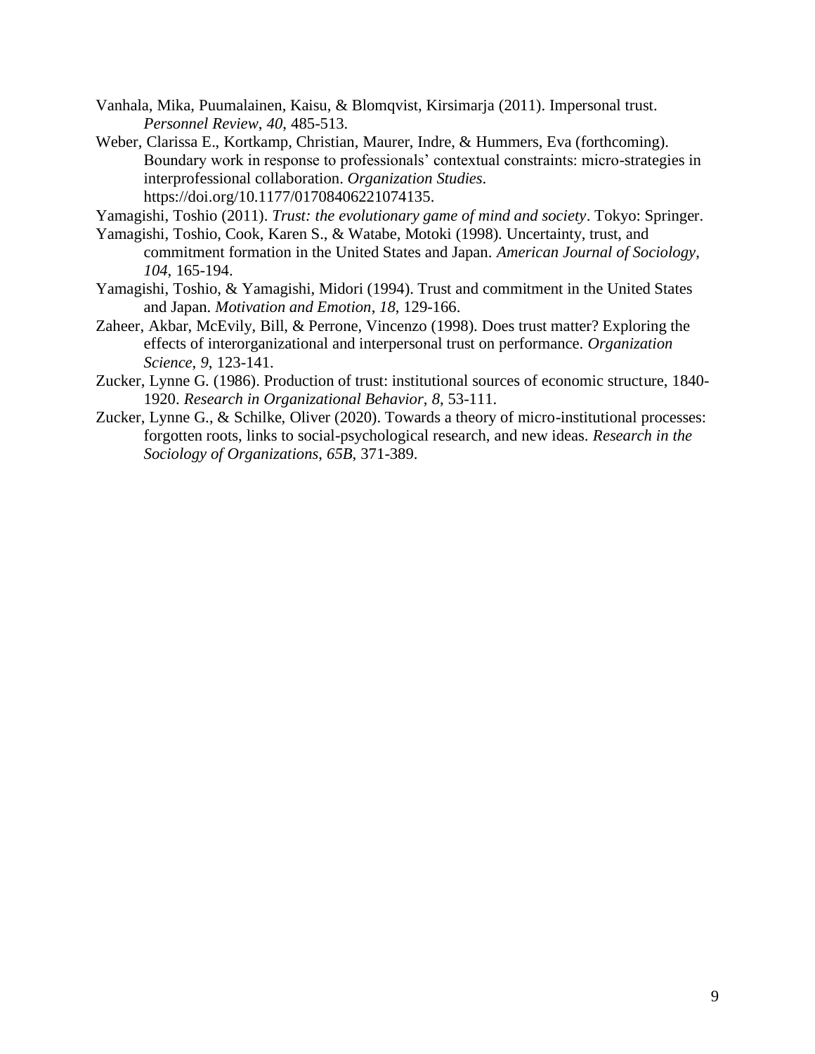Vanhala, Mika, Puumalainen, Kaisu, & Blomqvist, Kirsimarja (2011). Impersonal trust. *Personnel Review*, *40*, 485-513.

Weber, Clarissa E., Kortkamp, Christian, Maurer, Indre, & Hummers, Eva (forthcoming). Boundary work in response to professionals' contextual constraints: micro-strategies in interprofessional collaboration. *Organization Studies*. https://doi.org/10.1177/01708406221074135.

Yamagishi, Toshio (2011). *Trust: the evolutionary game of mind and society*. Tokyo: Springer.

Yamagishi, Toshio, Cook, Karen S., & Watabe, Motoki (1998). Uncertainty, trust, and commitment formation in the United States and Japan. *American Journal of Sociology*, *104*, 165-194.

Yamagishi, Toshio, & Yamagishi, Midori (1994). Trust and commitment in the United States and Japan. *Motivation and Emotion*, *18*, 129-166.

Zaheer, Akbar, McEvily, Bill, & Perrone, Vincenzo (1998). Does trust matter? Exploring the effects of interorganizational and interpersonal trust on performance. *Organization Science*, *9*, 123-141.

Zucker, Lynne G. (1986). Production of trust: institutional sources of economic structure, 1840-1920. *Research in Organizational Behavior*, *8*, 53-111.

Zucker, Lynne G., & Schilke, Oliver (2020). Towards a theory of micro-institutional processes: forgotten roots, links to social-psychological research, and new ideas. *Research in the Sociology of Organizations*, *65B*, 371-389.